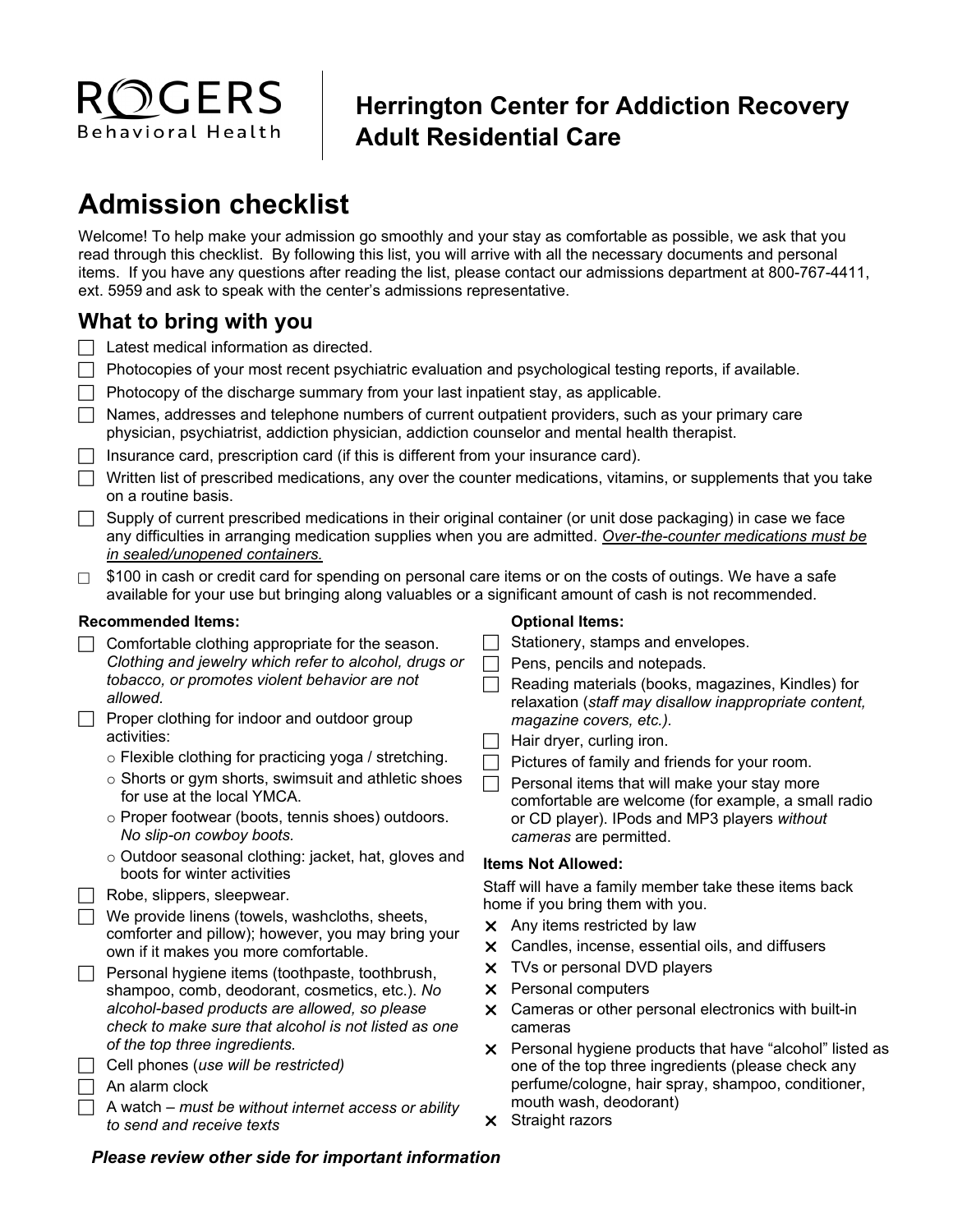ROGERS Behavioral Health

# Herrington Center for Addiction Recovery Adult Residential Care

## Admission checklist

Welcome! To help make your admission go smoothly and your stay as comfortable as possible, we ask that you read through this checklist. By following this list, you will arrive with all the necessary documents and personal items. If you have any questions after reading the list, please contact our admissions department at 800-767-4411, ext. 5959 and ask to speak with the center's admissions representative.

## What to bring with you

- ☐ Latest medical information as directed.
- ☐ Photocopies of your most recent psychiatric evaluation and psychological testing reports, if available.
- ☐ Photocopy of the discharge summary from your last inpatient stay, as applicable.
- ☐ Names, addresses and telephone numbers of current outpatient providers, such as your primary care physician, psychiatrist, addiction physician, addiction counselor and mental health therapist.
- ☐ Insurance card, prescription card (if this is different from your insurance card).
- ☐ Written list of prescribed medications, any over the counter medications, vitamins, or supplements that you take on a routine basis.
- ☐ Supply of current prescribed medications in their original container (or unit dose packaging) in case we face any difficulties in arranging medication supplies when you are admitted. *Over-the-counter medications must be in sealed/unopened containers.*
- ☐ $100 in cash or credit card for spending on personal care items or on the costs of outings. We have a safe available for your use but bringing along valuables or a significant amount of cash is not recommended.

### Recommended Items:

- ☐ Comfortable clothing appropriate for the season. *Clothing and jewelry which refer to alcohol, drugs or tobacco, or promotes violent behavior are not allowed.*
- ☐ Proper clothing for indoor and outdoor group activities:
  - Flexible clothing for practicing yoga / stretching.
  - Shorts or gym shorts, swimsuit and athletic shoes for use at the local YMCA.
  - Proper footwear (boots, tennis shoes) outdoors. *No slip-on cowboy boots.*
  - Outdoor seasonal clothing: jacket, hat, gloves and boots for winter activities
- ☐ Robe, slippers, sleepwear.
- ☐ We provide linens (towels, washcloths, sheets, comforter and pillow); however, you may bring your own if it makes you more comfortable.
- ☐ Personal hygiene items (toothpaste, toothbrush, shampoo, comb, deodorant, cosmetics, etc.). *No alcohol-based products are allowed, so please check to make sure that alcohol is not listed as one of the top three ingredients.*
- ☐ Cell phones (*use will be restricted)*
- ☐ An alarm clock
- ☐ A watch – *must be without internet access or ability to send and receive texts*

### Optional Items:

- ☐ Stationery, stamps and envelopes.
- ☐ Pens, pencils and notepads.
- ☐ Reading materials (books, magazines, Kindles) for relaxation (*staff may disallow inappropriate content, magazine covers, etc.).*
- ☐ Hair dryer, curling iron.
- ☐ Pictures of family and friends for your room.
- ☐ Personal items that will make your stay more comfortable are welcome (for example, a small radio or CD player). IPods and MP3 players *without cameras* are permitted.

### Items Not Allowed:

Staff will have a family member take these items back home if you bring them with you.

- ✕ Any items restricted by law
- ✕ Candles, incense, essential oils, and diffusers
- ✕ TVs or personal DVD players
- ✕ Personal computers
- ✕ Cameras or other personal electronics with built-in cameras
- ✕ Personal hygiene products that have "alcohol" listed as one of the top three ingredients (please check any perfume/cologne, hair spray, shampoo, conditioner, mouth wash, deodorant)
- ✕ Straight razors

***Please review other side for important information***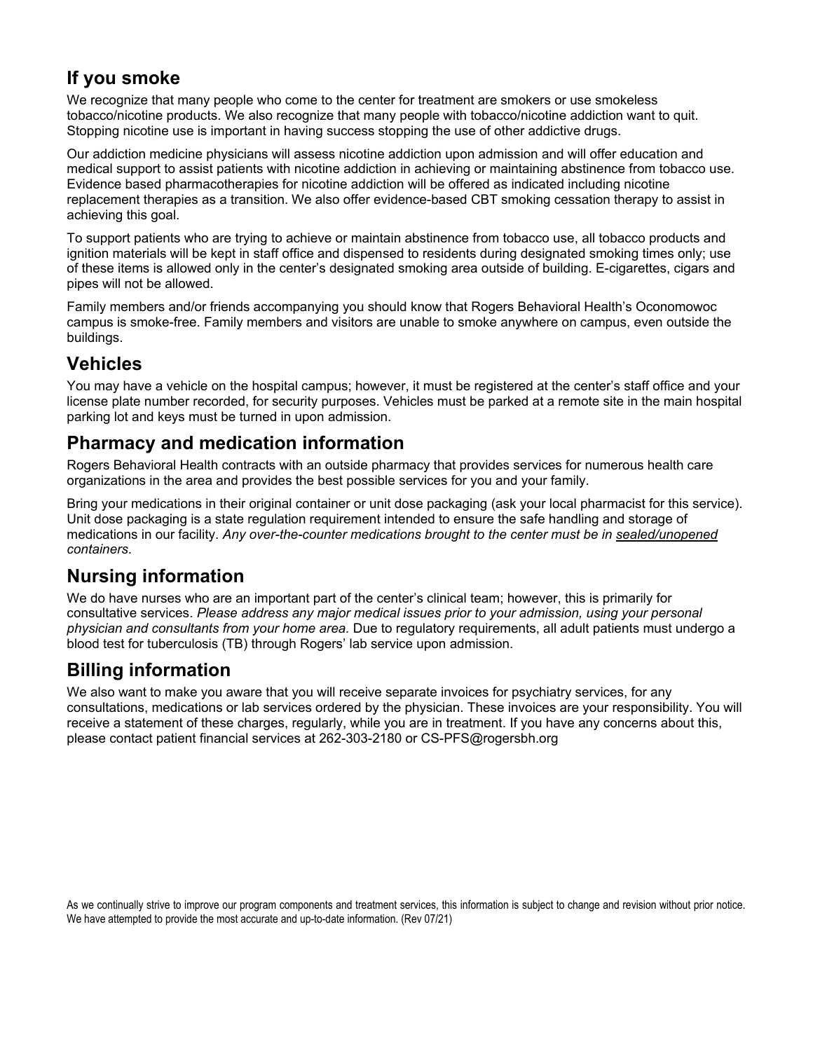## If you smoke

We recognize that many people who come to the center for treatment are smokers or use smokeless tobacco/nicotine products. We also recognize that many people with tobacco/nicotine addiction want to quit. Stopping nicotine use is important in having success stopping the use of other addictive drugs.

Our addiction medicine physicians will assess nicotine addiction upon admission and will offer education and medical support to assist patients with nicotine addiction in achieving or maintaining abstinence from tobacco use. Evidence based pharmacotherapies for nicotine addiction will be offered as indicated including nicotine replacement therapies as a transition. We also offer evidence-based CBT smoking cessation therapy to assist in achieving this goal.

To support patients who are trying to achieve or maintain abstinence from tobacco use, all tobacco products and ignition materials will be kept in staff office and dispensed to residents during designated smoking times only; use of these items is allowed only in the center's designated smoking area outside of building. E-cigarettes, cigars and pipes will not be allowed.

Family members and/or friends accompanying you should know that Rogers Behavioral Health's Oconomowoc campus is smoke-free. Family members and visitors are unable to smoke anywhere on campus, even outside the buildings.

## Vehicles

You may have a vehicle on the hospital campus; however, it must be registered at the center's staff office and your license plate number recorded, for security purposes. Vehicles must be parked at a remote site in the main hospital parking lot and keys must be turned in upon admission.

## Pharmacy and medication information

Rogers Behavioral Health contracts with an outside pharmacy that provides services for numerous health care organizations in the area and provides the best possible services for you and your family.

Bring your medications in their original container or unit dose packaging (ask your local pharmacist for this service). Unit dose packaging is a state regulation requirement intended to ensure the safe handling and storage of medications in our facility. *Any over-the-counter medications brought to the center must be in sealed/unopened containers*.

## Nursing information

We do have nurses who are an important part of the center's clinical team; however, this is primarily for consultative services. *Please address any major medical issues prior to your admission, using your personal physician and consultants from your home area.* Due to regulatory requirements, all adult patients must undergo a blood test for tuberculosis (TB) through Rogers' lab service upon admission.

## Billing information

We also want to make you aware that you will receive separate invoices for psychiatry services, for any consultations, medications or lab services ordered by the physician. These invoices are your responsibility. You will receive a statement of these charges, regularly, while you are in treatment. If you have any concerns about this, please contact patient financial services at 262-303-2180 or CS-PFS@rogersbh.org

As we continually strive to improve our program components and treatment services, this information is subject to change and revision without prior notice. We have attempted to provide the most accurate and up-to-date information. (Rev 07/21)